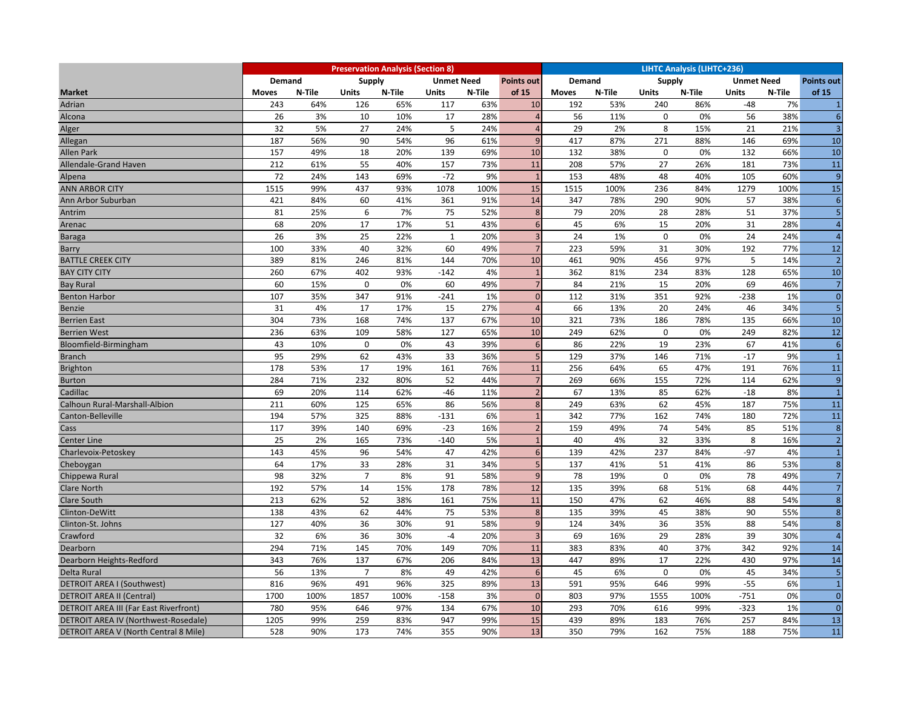| | Preservation Analysis (Section 8) | | | | | | | LIHTC Analysis (LIHTC+236) | | | | | | |
|---|---|---|---|---|---|---|---|---|---|---|---|---|---|---|
| | Demand | | Supply | | Unmet Need | | Points out | Demand | | Supply | | Unmet Need | | Points out |
| Market | Moves | N-Tile | Units | N-Tile | Units | N-Tile | of 15 | Moves | N-Tile | Units | N-Tile | Units | N-Tile | of 15 |
| Adrian | 243 | 64% | 126 | 65% | 117 | 63% | 10 | 192 | 53% | 240 | 86% | -48 | 7% | 1 |
| Alcona | 26 | 3% | 10 | 10% | 17 | 28% | 4 | 56 | 11% | 0 | 0% | 56 | 38% | 6 |
| Alger | 32 | 5% | 27 | 24% | 5 | 24% | 4 | 29 | 2% | 8 | 15% | 21 | 21% | 3 |
| Allegan | 187 | 56% | 90 | 54% | 96 | 61% | 9 | 417 | 87% | 271 | 88% | 146 | 69% | 10 |
| Allen Park | 157 | 49% | 18 | 20% | 139 | 69% | 10 | 132 | 38% | 0 | 0% | 132 | 66% | 10 |
| Allendale-Grand Haven | 212 | 61% | 55 | 40% | 157 | 73% | 11 | 208 | 57% | 27 | 26% | 181 | 73% | 11 |
| Alpena | 72 | 24% | 143 | 69% | -72 | 9% | 1 | 153 | 48% | 48 | 40% | 105 | 60% | 9 |
| ANN ARBOR CITY | 1515 | 99% | 437 | 93% | 1078 | 100% | 15 | 1515 | 100% | 236 | 84% | 1279 | 100% | 15 |
| Ann Arbor Suburban | 421 | 84% | 60 | 41% | 361 | 91% | 14 | 347 | 78% | 290 | 90% | 57 | 38% | 6 |
| Antrim | 81 | 25% | 6 | 7% | 75 | 52% | 8 | 79 | 20% | 28 | 28% | 51 | 37% | 5 |
| Arenac | 68 | 20% | 17 | 17% | 51 | 43% | 6 | 45 | 6% | 15 | 20% | 31 | 28% | 4 |
| Baraga | 26 | 3% | 25 | 22% | 1 | 20% | 3 | 24 | 1% | 0 | 0% | 24 | 24% | 4 |
| Barry | 100 | 33% | 40 | 32% | 60 | 49% | 7 | 223 | 59% | 31 | 30% | 192 | 77% | 12 |
| BATTLE CREEK CITY | 389 | 81% | 246 | 81% | 144 | 70% | 10 | 461 | 90% | 456 | 97% | 5 | 14% | 2 |
| BAY CITY CITY | 260 | 67% | 402 | 93% | -142 | 4% | 1 | 362 | 81% | 234 | 83% | 128 | 65% | 10 |
| Bay Rural | 60 | 15% | 0 | 0% | 60 | 49% | 7 | 84 | 21% | 15 | 20% | 69 | 46% | 7 |
| Benton Harbor | 107 | 35% | 347 | 91% | -241 | 1% | 0 | 112 | 31% | 351 | 92% | -238 | 1% | 0 |
| Benzie | 31 | 4% | 17 | 17% | 15 | 27% | 4 | 66 | 13% | 20 | 24% | 46 | 34% | 5 |
| Berrien East | 304 | 73% | 168 | 74% | 137 | 67% | 10 | 321 | 73% | 186 | 78% | 135 | 66% | 10 |
| Berrien West | 236 | 63% | 109 | 58% | 127 | 65% | 10 | 249 | 62% | 0 | 0% | 249 | 82% | 12 |
| Bloomfield-Birmingham | 43 | 10% | 0 | 0% | 43 | 39% | 6 | 86 | 22% | 19 | 23% | 67 | 41% | 6 |
| Branch | 95 | 29% | 62 | 43% | 33 | 36% | 5 | 129 | 37% | 146 | 71% | -17 | 9% | 1 |
| Brighton | 178 | 53% | 17 | 19% | 161 | 76% | 11 | 256 | 64% | 65 | 47% | 191 | 76% | 11 |
| Burton | 284 | 71% | 232 | 80% | 52 | 44% | 7 | 269 | 66% | 155 | 72% | 114 | 62% | 9 |
| Cadillac | 69 | 20% | 114 | 62% | -46 | 11% | 2 | 67 | 13% | 85 | 62% | -18 | 8% | 1 |
| Calhoun Rural-Marshall-Albion | 211 | 60% | 125 | 65% | 86 | 56% | 8 | 249 | 63% | 62 | 45% | 187 | 75% | 11 |
| Canton-Belleville | 194 | 57% | 325 | 88% | -131 | 6% | 1 | 342 | 77% | 162 | 74% | 180 | 72% | 11 |
| Cass | 117 | 39% | 140 | 69% | -23 | 16% | 2 | 159 | 49% | 74 | 54% | 85 | 51% | 8 |
| Center Line | 25 | 2% | 165 | 73% | -140 | 5% | 1 | 40 | 4% | 32 | 33% | 8 | 16% | 2 |
| Charlevoix-Petoskey | 143 | 45% | 96 | 54% | 47 | 42% | 6 | 139 | 42% | 237 | 84% | -97 | 4% | 1 |
| Cheboygan | 64 | 17% | 33 | 28% | 31 | 34% | 5 | 137 | 41% | 51 | 41% | 86 | 53% | 8 |
| Chippewa Rural | 98 | 32% | 7 | 8% | 91 | 58% | 9 | 78 | 19% | 0 | 0% | 78 | 49% | 7 |
| Clare North | 192 | 57% | 14 | 15% | 178 | 78% | 12 | 135 | 39% | 68 | 51% | 68 | 44% | 7 |
| Clare South | 213 | 62% | 52 | 38% | 161 | 75% | 11 | 150 | 47% | 62 | 46% | 88 | 54% | 8 |
| Clinton-DeWitt | 138 | 43% | 62 | 44% | 75 | 53% | 8 | 135 | 39% | 45 | 38% | 90 | 55% | 8 |
| Clinton-St. Johns | 127 | 40% | 36 | 30% | 91 | 58% | 9 | 124 | 34% | 36 | 35% | 88 | 54% | 8 |
| Crawford | 32 | 6% | 36 | 30% | -4 | 20% | 3 | 69 | 16% | 29 | 28% | 39 | 30% | 4 |
| Dearborn | 294 | 71% | 145 | 70% | 149 | 70% | 11 | 383 | 83% | 40 | 37% | 342 | 92% | 14 |
| Dearborn Heights-Redford | 343 | 76% | 137 | 67% | 206 | 84% | 13 | 447 | 89% | 17 | 22% | 430 | 97% | 14 |
| Delta Rural | 56 | 13% | 7 | 8% | 49 | 42% | 6 | 45 | 6% | 0 | 0% | 45 | 34% | 5 |
| DETROIT AREA I (Southwest) | 816 | 96% | 491 | 96% | 325 | 89% | 13 | 591 | 95% | 646 | 99% | -55 | 6% | 1 |
| DETROIT AREA II (Central) | 1700 | 100% | 1857 | 100% | -158 | 3% | 0 | 803 | 97% | 1555 | 100% | -751 | 0% | 0 |
| DETROIT AREA III (Far East Riverfront) | 780 | 95% | 646 | 97% | 134 | 67% | 10 | 293 | 70% | 616 | 99% | -323 | 1% | 0 |
| DETROIT AREA IV (Northwest-Rosedale) | 1205 | 99% | 259 | 83% | 947 | 99% | 15 | 439 | 89% | 183 | 76% | 257 | 84% | 13 |
| DETROIT AREA V (North Central 8 Mile) | 528 | 90% | 173 | 74% | 355 | 90% | 13 | 350 | 79% | 162 | 75% | 188 | 75% | 11 |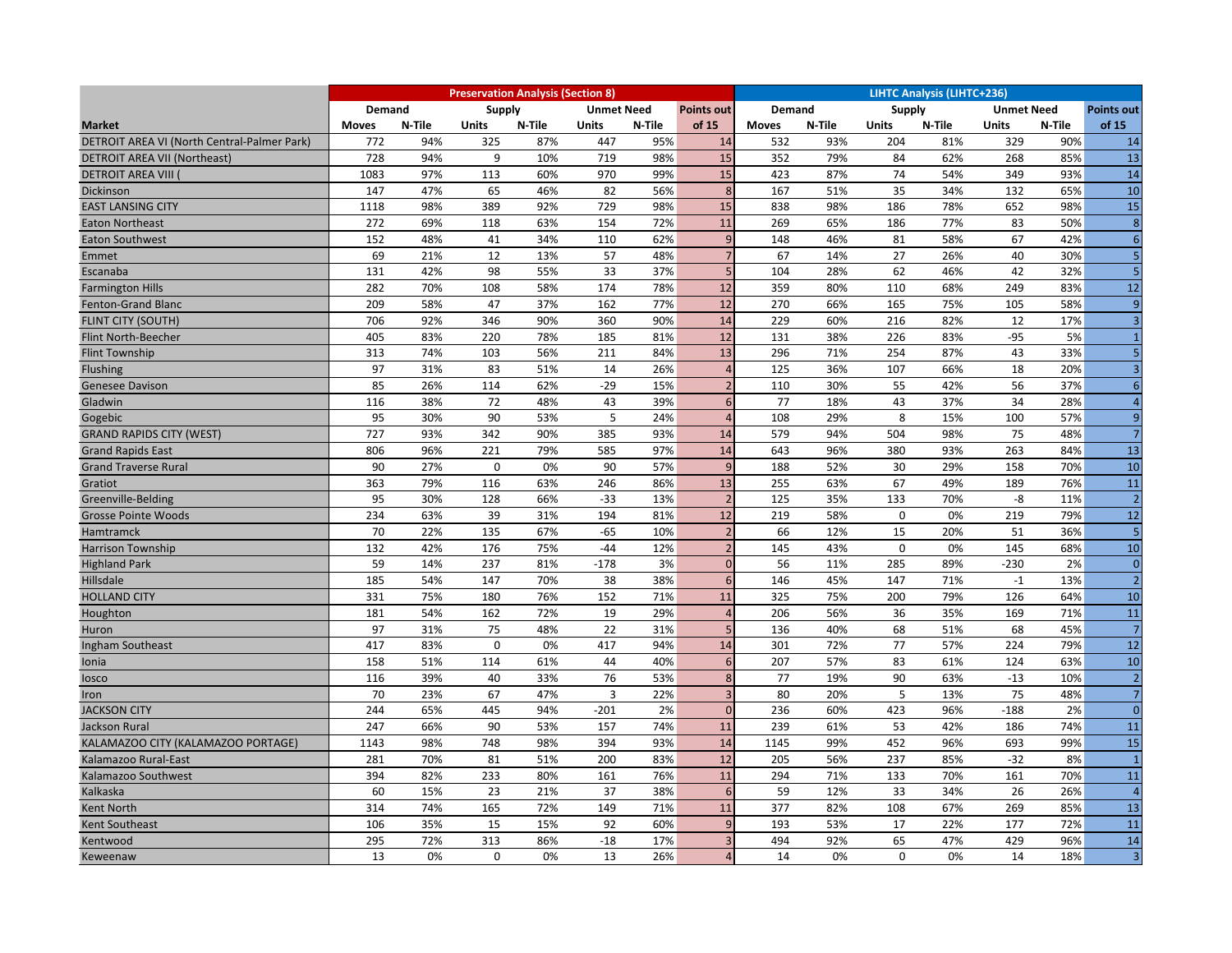| Market | Preservation Analysis (Section 8) | | | | | | | LIHTC Analysis (LIHTC+236) | | | | | | |
|---|---|---|---|---|---|---|---|---|---|---|---|---|---|---|
| | Demand | | Supply | | Unmet Need | | Points out | Demand | | Supply | | Unmet Need | | Points out |
| Market | Moves | N-Tile | Units | N-Tile | Units | N-Tile | of 15 | Moves | N-Tile | Units | N-Tile | Units | N-Tile | of 15 |
| DETROIT AREA VI (North Central-Palmer Park) | 772 | 94% | 325 | 87% | 447 | 95% | 14 | 532 | 93% | 204 | 81% | 329 | 90% | 14 |
| DETROIT AREA VII (Northeast) | 728 | 94% | 9 | 10% | 719 | 98% | 15 | 352 | 79% | 84 | 62% | 268 | 85% | 13 |
| DETROIT AREA VIII ( | 1083 | 97% | 113 | 60% | 970 | 99% | 15 | 423 | 87% | 74 | 54% | 349 | 93% | 14 |
| Dickinson | 147 | 47% | 65 | 46% | 82 | 56% | 8 | 167 | 51% | 35 | 34% | 132 | 65% | 10 |
| EAST LANSING CITY | 1118 | 98% | 389 | 92% | 729 | 98% | 15 | 838 | 98% | 186 | 78% | 652 | 98% | 15 |
| Eaton Northeast | 272 | 69% | 118 | 63% | 154 | 72% | 11 | 269 | 65% | 186 | 77% | 83 | 50% | 8 |
| Eaton Southwest | 152 | 48% | 41 | 34% | 110 | 62% | 9 | 148 | 46% | 81 | 58% | 67 | 42% | 6 |
| Emmet | 69 | 21% | 12 | 13% | 57 | 48% | 7 | 67 | 14% | 27 | 26% | 40 | 30% | 5 |
| Escanaba | 131 | 42% | 98 | 55% | 33 | 37% | 5 | 104 | 28% | 62 | 46% | 42 | 32% | 5 |
| Farmington Hills | 282 | 70% | 108 | 58% | 174 | 78% | 12 | 359 | 80% | 110 | 68% | 249 | 83% | 12 |
| Fenton-Grand Blanc | 209 | 58% | 47 | 37% | 162 | 77% | 12 | 270 | 66% | 165 | 75% | 105 | 58% | 9 |
| FLINT CITY (SOUTH) | 706 | 92% | 346 | 90% | 360 | 90% | 14 | 229 | 60% | 216 | 82% | 12 | 17% | 3 |
| Flint North-Beecher | 405 | 83% | 220 | 78% | 185 | 81% | 12 | 131 | 38% | 226 | 83% | -95 | 5% | 1 |
| Flint Township | 313 | 74% | 103 | 56% | 211 | 84% | 13 | 296 | 71% | 254 | 87% | 43 | 33% | 5 |
| Flushing | 97 | 31% | 83 | 51% | 14 | 26% | 4 | 125 | 36% | 107 | 66% | 18 | 20% | 3 |
| Genesee Davison | 85 | 26% | 114 | 62% | -29 | 15% | 2 | 110 | 30% | 55 | 42% | 56 | 37% | 6 |
| Gladwin | 116 | 38% | 72 | 48% | 43 | 39% | 6 | 77 | 18% | 43 | 37% | 34 | 28% | 4 |
| Gogebic | 95 | 30% | 90 | 53% | 5 | 24% | 4 | 108 | 29% | 8 | 15% | 100 | 57% | 9 |
| GRAND RAPIDS CITY (WEST) | 727 | 93% | 342 | 90% | 385 | 93% | 14 | 579 | 94% | 504 | 98% | 75 | 48% | 7 |
| Grand Rapids East | 806 | 96% | 221 | 79% | 585 | 97% | 14 | 643 | 96% | 380 | 93% | 263 | 84% | 13 |
| Grand Traverse Rural | 90 | 27% | 0 | 0% | 90 | 57% | 9 | 188 | 52% | 30 | 29% | 158 | 70% | 10 |
| Gratiot | 363 | 79% | 116 | 63% | 246 | 86% | 13 | 255 | 63% | 67 | 49% | 189 | 76% | 11 |
| Greenville-Belding | 95 | 30% | 128 | 66% | -33 | 13% | 2 | 125 | 35% | 133 | 70% | -8 | 11% | 2 |
| Grosse Pointe Woods | 234 | 63% | 39 | 31% | 194 | 81% | 12 | 219 | 58% | 0 | 0% | 219 | 79% | 12 |
| Hamtramck | 70 | 22% | 135 | 67% | -65 | 10% | 2 | 66 | 12% | 15 | 20% | 51 | 36% | 5 |
| Harrison Township | 132 | 42% | 176 | 75% | -44 | 12% | 2 | 145 | 43% | 0 | 0% | 145 | 68% | 10 |
| Highland Park | 59 | 14% | 237 | 81% | -178 | 3% | 0 | 56 | 11% | 285 | 89% | -230 | 2% | 0 |
| Hillsdale | 185 | 54% | 147 | 70% | 38 | 38% | 6 | 146 | 45% | 147 | 71% | -1 | 13% | 2 |
| HOLLAND CITY | 331 | 75% | 180 | 76% | 152 | 71% | 11 | 325 | 75% | 200 | 79% | 126 | 64% | 10 |
| Houghton | 181 | 54% | 162 | 72% | 19 | 29% | 4 | 206 | 56% | 36 | 35% | 169 | 71% | 11 |
| Huron | 97 | 31% | 75 | 48% | 22 | 31% | 5 | 136 | 40% | 68 | 51% | 68 | 45% | 7 |
| Ingham Southeast | 417 | 83% | 0 | 0% | 417 | 94% | 14 | 301 | 72% | 77 | 57% | 224 | 79% | 12 |
| Ionia | 158 | 51% | 114 | 61% | 44 | 40% | 6 | 207 | 57% | 83 | 61% | 124 | 63% | 10 |
| Iosco | 116 | 39% | 40 | 33% | 76 | 53% | 8 | 77 | 19% | 90 | 63% | -13 | 10% | 2 |
| Iron | 70 | 23% | 67 | 47% | 3 | 22% | 3 | 80 | 20% | 5 | 13% | 75 | 48% | 7 |
| JACKSON CITY | 244 | 65% | 445 | 94% | -201 | 2% | 0 | 236 | 60% | 423 | 96% | -188 | 2% | 0 |
| Jackson Rural | 247 | 66% | 90 | 53% | 157 | 74% | 11 | 239 | 61% | 53 | 42% | 186 | 74% | 11 |
| KALAMAZOO CITY (KALAMAZOO PORTAGE) | 1143 | 98% | 748 | 98% | 394 | 93% | 14 | 1145 | 99% | 452 | 96% | 693 | 99% | 15 |
| Kalamazoo Rural-East | 281 | 70% | 81 | 51% | 200 | 83% | 12 | 205 | 56% | 237 | 85% | -32 | 8% | 1 |
| Kalamazoo Southwest | 394 | 82% | 233 | 80% | 161 | 76% | 11 | 294 | 71% | 133 | 70% | 161 | 70% | 11 |
| Kalkaska | 60 | 15% | 23 | 21% | 37 | 38% | 6 | 59 | 12% | 33 | 34% | 26 | 26% | 4 |
| Kent North | 314 | 74% | 165 | 72% | 149 | 71% | 11 | 377 | 82% | 108 | 67% | 269 | 85% | 13 |
| Kent Southeast | 106 | 35% | 15 | 15% | 92 | 60% | 9 | 193 | 53% | 17 | 22% | 177 | 72% | 11 |
| Kentwood | 295 | 72% | 313 | 86% | -18 | 17% | 3 | 494 | 92% | 65 | 47% | 429 | 96% | 14 |
| Keweenaw | 13 | 0% | 0 | 0% | 13 | 26% | 4 | 14 | 0% | 0 | 0% | 14 | 18% | 3 |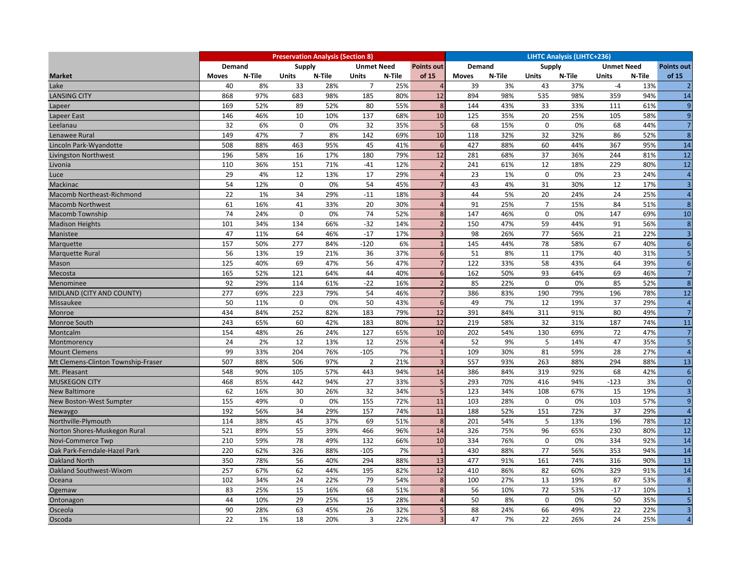| Market | Preservation Analysis (Section 8) | | | | | | | LIHTC Analysis (LIHTC+236) | | | | | | |
|---|---|---|---|---|---|---|---|---|---|---|---|---|---|---|
| | Demand | | Supply | | Unmet Need | | Points out | Demand | | Supply | | Unmet Need | | Points out |
| Market | Moves | N-Tile | Units | N-Tile | Units | N-Tile | of 15 | Moves | N-Tile | Units | N-Tile | Units | N-Tile | of 15 |
| Lake | 40 | 8% | 33 | 28% | 7 | 25% | 4 | 39 | 3% | 43 | 37% | -4 | 13% | 2 |
| LANSING CITY | 868 | 97% | 683 | 98% | 185 | 80% | 12 | 894 | 98% | 535 | 98% | 359 | 94% | 14 |
| Lapeer | 169 | 52% | 89 | 52% | 80 | 55% | 8 | 144 | 43% | 33 | 33% | 111 | 61% | 9 |
| Lapeer East | 146 | 46% | 10 | 10% | 137 | 68% | 10 | 125 | 35% | 20 | 25% | 105 | 58% | 9 |
| Leelanau | 32 | 6% | 0 | 0% | 32 | 35% | 5 | 68 | 15% | 0 | 0% | 68 | 44% | 7 |
| Lenawee Rural | 149 | 47% | 7 | 8% | 142 | 69% | 10 | 118 | 32% | 32 | 32% | 86 | 52% | 8 |
| Lincoln Park-Wyandotte | 508 | 88% | 463 | 95% | 45 | 41% | 6 | 427 | 88% | 60 | 44% | 367 | 95% | 14 |
| Livingston Northwest | 196 | 58% | 16 | 17% | 180 | 79% | 12 | 281 | 68% | 37 | 36% | 244 | 81% | 12 |
| Livonia | 110 | 36% | 151 | 71% | -41 | 12% | 2 | 241 | 61% | 12 | 18% | 229 | 80% | 12 |
| Luce | 29 | 4% | 12 | 13% | 17 | 29% | 4 | 23 | 1% | 0 | 0% | 23 | 24% | 4 |
| Mackinac | 54 | 12% | 0 | 0% | 54 | 45% | 7 | 43 | 4% | 31 | 30% | 12 | 17% | 3 |
| Macomb Northeast-Richmond | 22 | 1% | 34 | 29% | -11 | 18% | 3 | 44 | 5% | 20 | 24% | 24 | 25% | 4 |
| Macomb Northwest | 61 | 16% | 41 | 33% | 20 | 30% | 4 | 91 | 25% | 7 | 15% | 84 | 51% | 8 |
| Macomb Township | 74 | 24% | 0 | 0% | 74 | 52% | 8 | 147 | 46% | 0 | 0% | 147 | 69% | 10 |
| Madison Heights | 101 | 34% | 134 | 66% | -32 | 14% | 2 | 150 | 47% | 59 | 44% | 91 | 56% | 8 |
| Manistee | 47 | 11% | 64 | 46% | -17 | 17% | 3 | 98 | 26% | 77 | 56% | 21 | 22% | 3 |
| Marquette | 157 | 50% | 277 | 84% | -120 | 6% | 1 | 145 | 44% | 78 | 58% | 67 | 40% | 6 |
| Marquette Rural | 56 | 13% | 19 | 21% | 36 | 37% | 6 | 51 | 8% | 11 | 17% | 40 | 31% | 5 |
| Mason | 125 | 40% | 69 | 47% | 56 | 47% | 7 | 122 | 33% | 58 | 43% | 64 | 39% | 6 |
| Mecosta | 165 | 52% | 121 | 64% | 44 | 40% | 6 | 162 | 50% | 93 | 64% | 69 | 46% | 7 |
| Menominee | 92 | 29% | 114 | 61% | -22 | 16% | 2 | 85 | 22% | 0 | 0% | 85 | 52% | 8 |
| MIDLAND (CITY AND COUNTY) | 277 | 69% | 223 | 79% | 54 | 46% | 7 | 386 | 83% | 190 | 79% | 196 | 78% | 12 |
| Missaukee | 50 | 11% | 0 | 0% | 50 | 43% | 6 | 49 | 7% | 12 | 19% | 37 | 29% | 4 |
| Monroe | 434 | 84% | 252 | 82% | 183 | 79% | 12 | 391 | 84% | 311 | 91% | 80 | 49% | 7 |
| Monroe South | 243 | 65% | 60 | 42% | 183 | 80% | 12 | 219 | 58% | 32 | 31% | 187 | 74% | 11 |
| Montcalm | 154 | 48% | 26 | 24% | 127 | 65% | 10 | 202 | 54% | 130 | 69% | 72 | 47% | 7 |
| Montmorency | 24 | 2% | 12 | 13% | 12 | 25% | 4 | 52 | 9% | 5 | 14% | 47 | 35% | 5 |
| Mount Clemens | 99 | 33% | 204 | 76% | -105 | 7% | 1 | 109 | 30% | 81 | 59% | 28 | 27% | 4 |
| Mt Clemens-Clinton Township-Fraser | 507 | 88% | 506 | 97% | 2 | 21% | 3 | 557 | 93% | 263 | 88% | 294 | 88% | 13 |
| Mt. Pleasant | 548 | 90% | 105 | 57% | 443 | 94% | 14 | 386 | 84% | 319 | 92% | 68 | 42% | 6 |
| MUSKEGON CITY | 468 | 85% | 442 | 94% | 27 | 33% | 5 | 293 | 70% | 416 | 94% | -123 | 3% | 0 |
| New Baltimore | 62 | 16% | 30 | 26% | 32 | 34% | 5 | 123 | 34% | 108 | 67% | 15 | 19% | 3 |
| New Boston-West Sumpter | 155 | 49% | 0 | 0% | 155 | 72% | 11 | 103 | 28% | 0 | 0% | 103 | 57% | 9 |
| Newaygo | 192 | 56% | 34 | 29% | 157 | 74% | 11 | 188 | 52% | 151 | 72% | 37 | 29% | 4 |
| Northville-Plymouth | 114 | 38% | 45 | 37% | 69 | 51% | 8 | 201 | 54% | 5 | 13% | 196 | 78% | 12 |
| Norton Shores-Muskegon Rural | 521 | 89% | 55 | 39% | 466 | 96% | 14 | 326 | 75% | 96 | 65% | 230 | 80% | 12 |
| Novi-Commerce Twp | 210 | 59% | 78 | 49% | 132 | 66% | 10 | 334 | 76% | 0 | 0% | 334 | 92% | 14 |
| Oak Park-Ferndale-Hazel Park | 220 | 62% | 326 | 88% | -105 | 7% | 1 | 430 | 88% | 77 | 56% | 353 | 94% | 14 |
| Oakland North | 350 | 78% | 56 | 40% | 294 | 88% | 13 | 477 | 91% | 161 | 74% | 316 | 90% | 13 |
| Oakland Southwest-Wixom | 257 | 67% | 62 | 44% | 195 | 82% | 12 | 410 | 86% | 82 | 60% | 329 | 91% | 14 |
| Oceana | 102 | 34% | 24 | 22% | 79 | 54% | 8 | 100 | 27% | 13 | 19% | 87 | 53% | 8 |
| Ogemaw | 83 | 25% | 15 | 16% | 68 | 51% | 8 | 56 | 10% | 72 | 53% | -17 | 10% | 1 |
| Ontonagon | 44 | 10% | 29 | 25% | 15 | 28% | 4 | 50 | 8% | 0 | 0% | 50 | 35% | 5 |
| Osceola | 90 | 28% | 63 | 45% | 26 | 32% | 5 | 88 | 24% | 66 | 49% | 22 | 22% | 3 |
| Oscoda | 22 | 1% | 18 | 20% | 3 | 22% | 3 | 47 | 7% | 22 | 26% | 24 | 25% | 4 |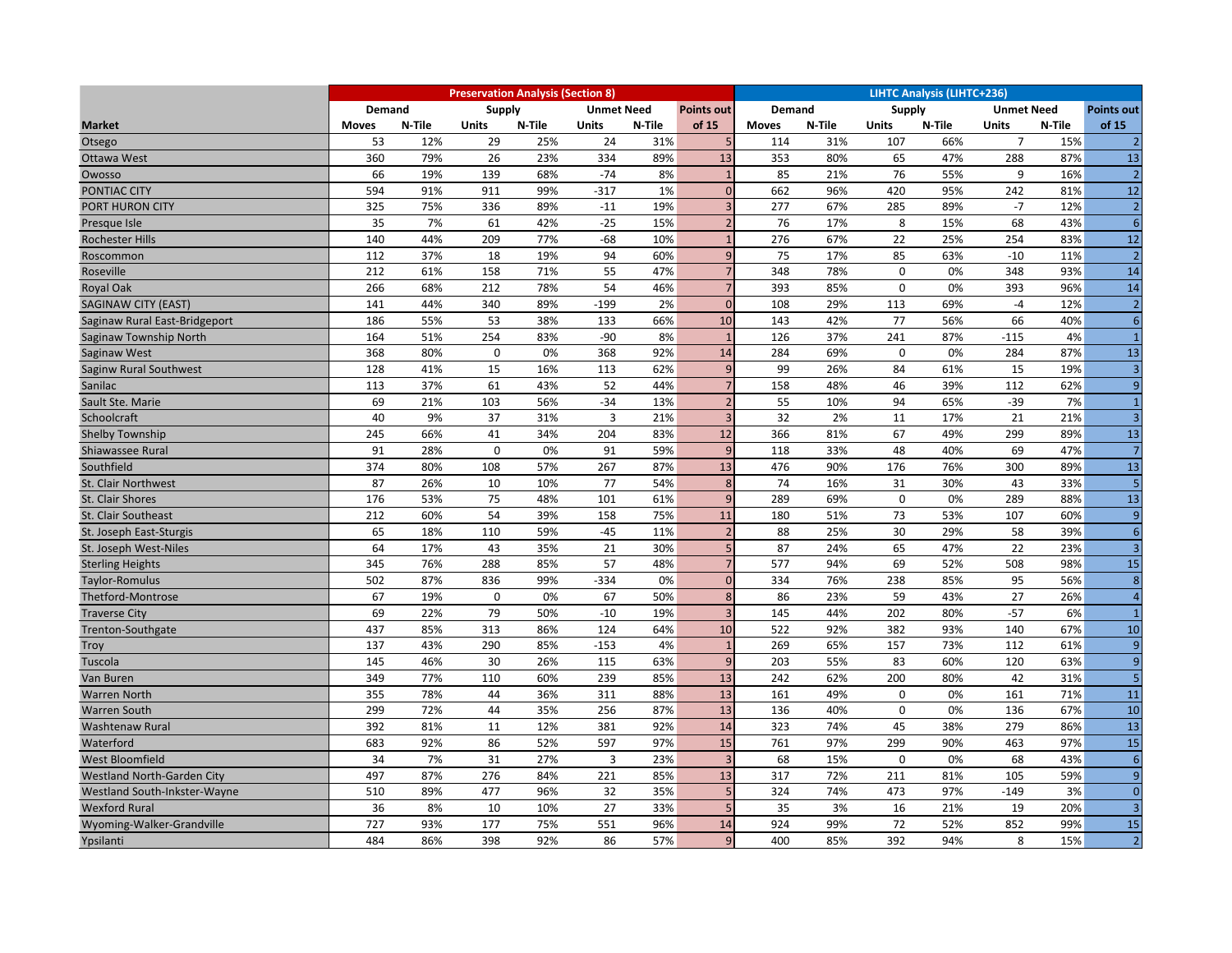| Market | Preservation Analysis (Section 8) | | | | | | | LIHTC Analysis (LIHTC+236) | | | | | | |
|---|---|---|---|---|---|---|---|---|---|---|---|---|---|---|
| | Demand | | Supply | | Unmet Need | | Points out | Demand | | Supply | | Unmet Need | | Points out |
| Market | Moves | N-Tile | Units | N-Tile | Units | N-Tile | of 15 | Moves | N-Tile | Units | N-Tile | Units | N-Tile | of 15 |
| Otsego | 53 | 12% | 29 | 25% | 24 | 31% | 5 | 114 | 31% | 107 | 66% | 7 | 15% | 2 |
| Ottawa West | 360 | 79% | 26 | 23% | 334 | 89% | 13 | 353 | 80% | 65 | 47% | 288 | 87% | 13 |
| Owosso | 66 | 19% | 139 | 68% | -74 | 8% | 1 | 85 | 21% | 76 | 55% | 9 | 16% | 2 |
| PONTIAC CITY | 594 | 91% | 911 | 99% | -317 | 1% | 0 | 662 | 96% | 420 | 95% | 242 | 81% | 12 |
| PORT HURON CITY | 325 | 75% | 336 | 89% | -11 | 19% | 3 | 277 | 67% | 285 | 89% | -7 | 12% | 2 |
| Presque Isle | 35 | 7% | 61 | 42% | -25 | 15% | 2 | 76 | 17% | 8 | 15% | 68 | 43% | 6 |
| Rochester Hills | 140 | 44% | 209 | 77% | -68 | 10% | 1 | 276 | 67% | 22 | 25% | 254 | 83% | 12 |
| Roscommon | 112 | 37% | 18 | 19% | 94 | 60% | 9 | 75 | 17% | 85 | 63% | -10 | 11% | 2 |
| Roseville | 212 | 61% | 158 | 71% | 55 | 47% | 7 | 348 | 78% | 0 | 0% | 348 | 93% | 14 |
| Royal Oak | 266 | 68% | 212 | 78% | 54 | 46% | 7 | 393 | 85% | 0 | 0% | 393 | 96% | 14 |
| SAGINAW CITY (EAST) | 141 | 44% | 340 | 89% | -199 | 2% | 0 | 108 | 29% | 113 | 69% | -4 | 12% | 2 |
| Saginaw Rural East-Bridgeport | 186 | 55% | 53 | 38% | 133 | 66% | 10 | 143 | 42% | 77 | 56% | 66 | 40% | 6 |
| Saginaw Township North | 164 | 51% | 254 | 83% | -90 | 8% | 1 | 126 | 37% | 241 | 87% | -115 | 4% | 1 |
| Saginaw West | 368 | 80% | 0 | 0% | 368 | 92% | 14 | 284 | 69% | 0 | 0% | 284 | 87% | 13 |
| Saginw Rural Southwest | 128 | 41% | 15 | 16% | 113 | 62% | 9 | 99 | 26% | 84 | 61% | 15 | 19% | 3 |
| Sanilac | 113 | 37% | 61 | 43% | 52 | 44% | 7 | 158 | 48% | 46 | 39% | 112 | 62% | 9 |
| Sault Ste. Marie | 69 | 21% | 103 | 56% | -34 | 13% | 2 | 55 | 10% | 94 | 65% | -39 | 7% | 1 |
| Schoolcraft | 40 | 9% | 37 | 31% | 3 | 21% | 3 | 32 | 2% | 11 | 17% | 21 | 21% | 3 |
| Shelby Township | 245 | 66% | 41 | 34% | 204 | 83% | 12 | 366 | 81% | 67 | 49% | 299 | 89% | 13 |
| Shiawassee Rural | 91 | 28% | 0 | 0% | 91 | 59% | 9 | 118 | 33% | 48 | 40% | 69 | 47% | 7 |
| Southfield | 374 | 80% | 108 | 57% | 267 | 87% | 13 | 476 | 90% | 176 | 76% | 300 | 89% | 13 |
| St. Clair Northwest | 87 | 26% | 10 | 10% | 77 | 54% | 8 | 74 | 16% | 31 | 30% | 43 | 33% | 5 |
| St. Clair Shores | 176 | 53% | 75 | 48% | 101 | 61% | 9 | 289 | 69% | 0 | 0% | 289 | 88% | 13 |
| St. Clair Southeast | 212 | 60% | 54 | 39% | 158 | 75% | 11 | 180 | 51% | 73 | 53% | 107 | 60% | 9 |
| St. Joseph East-Sturgis | 65 | 18% | 110 | 59% | -45 | 11% | 2 | 88 | 25% | 30 | 29% | 58 | 39% | 6 |
| St. Joseph West-Niles | 64 | 17% | 43 | 35% | 21 | 30% | 5 | 87 | 24% | 65 | 47% | 22 | 23% | 3 |
| Sterling Heights | 345 | 76% | 288 | 85% | 57 | 48% | 7 | 577 | 94% | 69 | 52% | 508 | 98% | 15 |
| Taylor-Romulus | 502 | 87% | 836 | 99% | -334 | 0% | 0 | 334 | 76% | 238 | 85% | 95 | 56% | 8 |
| Thetford-Montrose | 67 | 19% | 0 | 0% | 67 | 50% | 8 | 86 | 23% | 59 | 43% | 27 | 26% | 4 |
| Traverse City | 69 | 22% | 79 | 50% | -10 | 19% | 3 | 145 | 44% | 202 | 80% | -57 | 6% | 1 |
| Trenton-Southgate | 437 | 85% | 313 | 86% | 124 | 64% | 10 | 522 | 92% | 382 | 93% | 140 | 67% | 10 |
| Troy | 137 | 43% | 290 | 85% | -153 | 4% | 1 | 269 | 65% | 157 | 73% | 112 | 61% | 9 |
| Tuscola | 145 | 46% | 30 | 26% | 115 | 63% | 9 | 203 | 55% | 83 | 60% | 120 | 63% | 9 |
| Van Buren | 349 | 77% | 110 | 60% | 239 | 85% | 13 | 242 | 62% | 200 | 80% | 42 | 31% | 5 |
| Warren North | 355 | 78% | 44 | 36% | 311 | 88% | 13 | 161 | 49% | 0 | 0% | 161 | 71% | 11 |
| Warren South | 299 | 72% | 44 | 35% | 256 | 87% | 13 | 136 | 40% | 0 | 0% | 136 | 67% | 10 |
| Washtenaw Rural | 392 | 81% | 11 | 12% | 381 | 92% | 14 | 323 | 74% | 45 | 38% | 279 | 86% | 13 |
| Waterford | 683 | 92% | 86 | 52% | 597 | 97% | 15 | 761 | 97% | 299 | 90% | 463 | 97% | 15 |
| West Bloomfield | 34 | 7% | 31 | 27% | 3 | 23% | 3 | 68 | 15% | 0 | 0% | 68 | 43% | 6 |
| Westland North-Garden City | 497 | 87% | 276 | 84% | 221 | 85% | 13 | 317 | 72% | 211 | 81% | 105 | 59% | 9 |
| Westland South-Inkster-Wayne | 510 | 89% | 477 | 96% | 32 | 35% | 5 | 324 | 74% | 473 | 97% | -149 | 3% | 0 |
| Wexford Rural | 36 | 8% | 10 | 10% | 27 | 33% | 5 | 35 | 3% | 16 | 21% | 19 | 20% | 3 |
| Wyoming-Walker-Grandville | 727 | 93% | 177 | 75% | 551 | 96% | 14 | 924 | 99% | 72 | 52% | 852 | 99% | 15 |
| Ypsilanti | 484 | 86% | 398 | 92% | 86 | 57% | 9 | 400 | 85% | 392 | 94% | 8 | 15% | 2 |